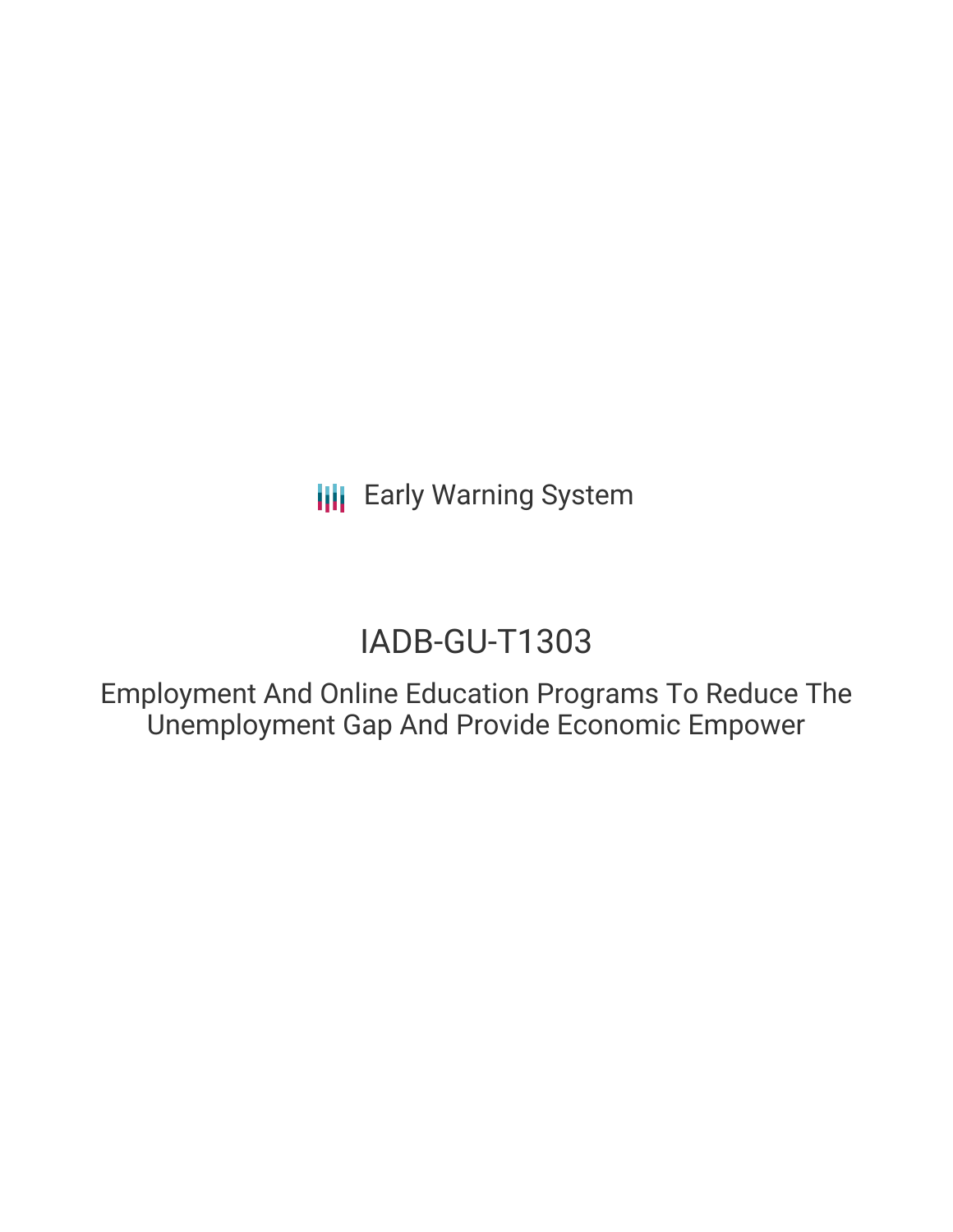Early Warning System

# IADB-GU-T1303

## Employment And Online Education Programs To Reduce The Unemployment Gap And Provide Economic Empower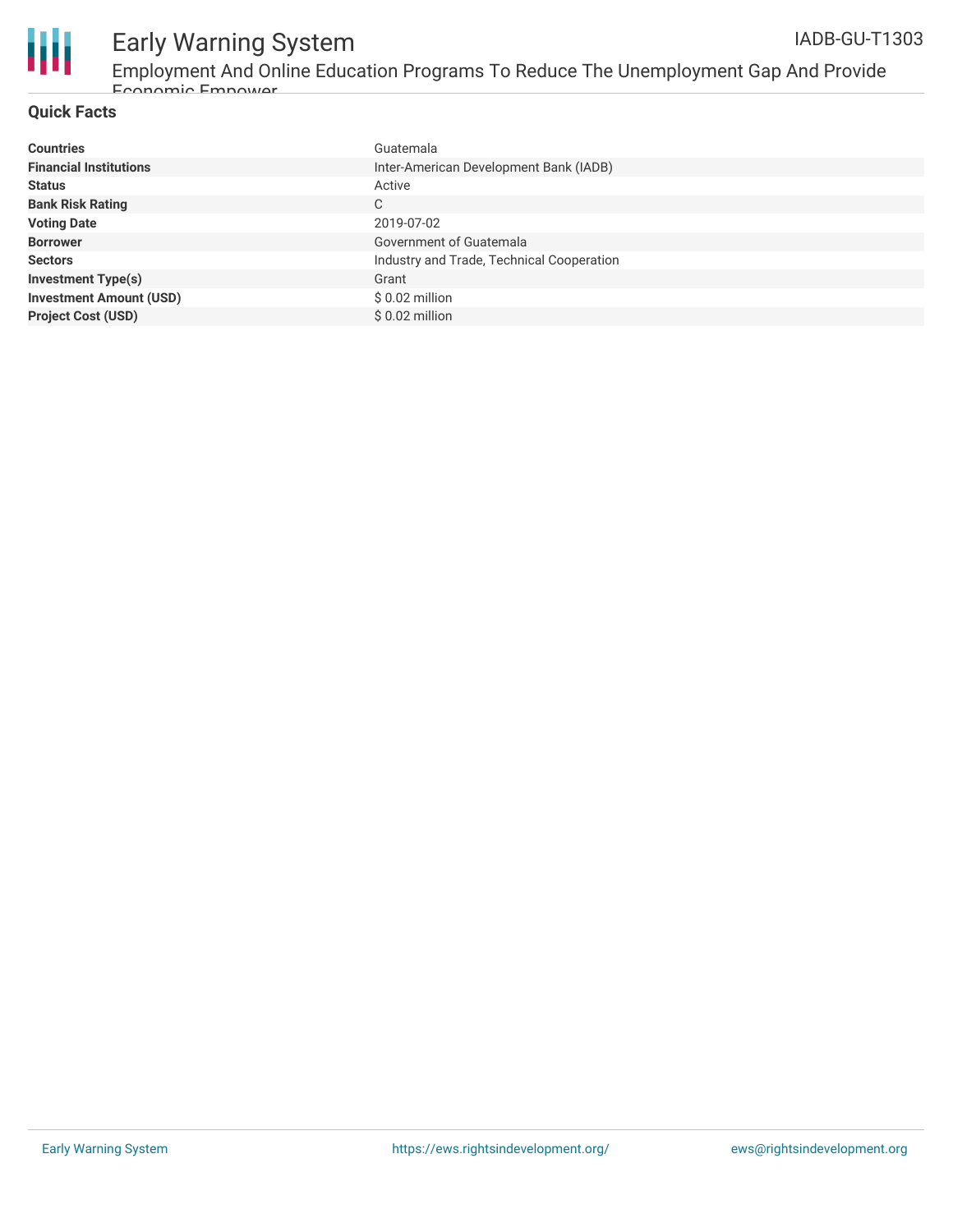## Quick Facts

| | |
|---|---|
| **Countries** | Guatemala |
| **Financial Institutions** | Inter-American Development Bank (IADB) |
| **Status** | Active |
| **Bank Risk Rating** | C |
| **Voting Date** | 2019-07-02 |
| **Borrower** | Government of Guatemala |
| **Sectors** | Industry and Trade, Technical Cooperation |
| **Investment Type(s)** | Grant |
| **Investment Amount (USD)** | $ 0.02 million |
| **Project Cost (USD)** | $ 0.02 million |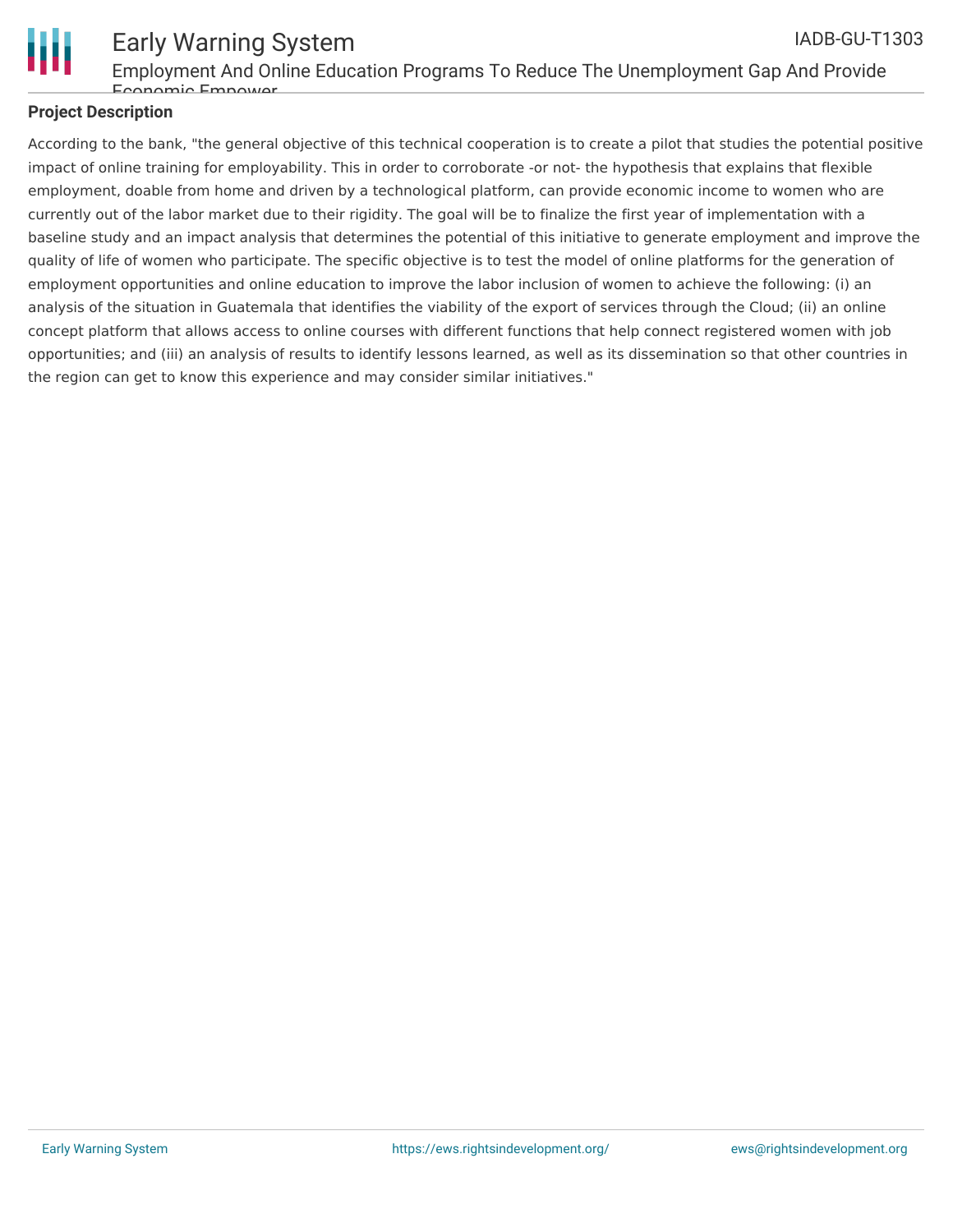## Project Description

According to the bank, "the general objective of this technical cooperation is to create a pilot that studies the potential positive impact of online training for employability. This in order to corroborate -or not- the hypothesis that explains that flexible employment, doable from home and driven by a technological platform, can provide economic income to women who are currently out of the labor market due to their rigidity. The goal will be to finalize the first year of implementation with a baseline study and an impact analysis that determines the potential of this initiative to generate employment and improve the quality of life of women who participate. The specific objective is to test the model of online platforms for the generation of employment opportunities and online education to improve the labor inclusion of women to achieve the following: (i) an analysis of the situation in Guatemala that identifies the viability of the export of services through the Cloud; (ii) an online concept platform that allows access to online courses with different functions that help connect registered women with job opportunities; and (iii) an analysis of results to identify lessons learned, as well as its dissemination so that other countries in the region can get to know this experience and may consider similar initiatives."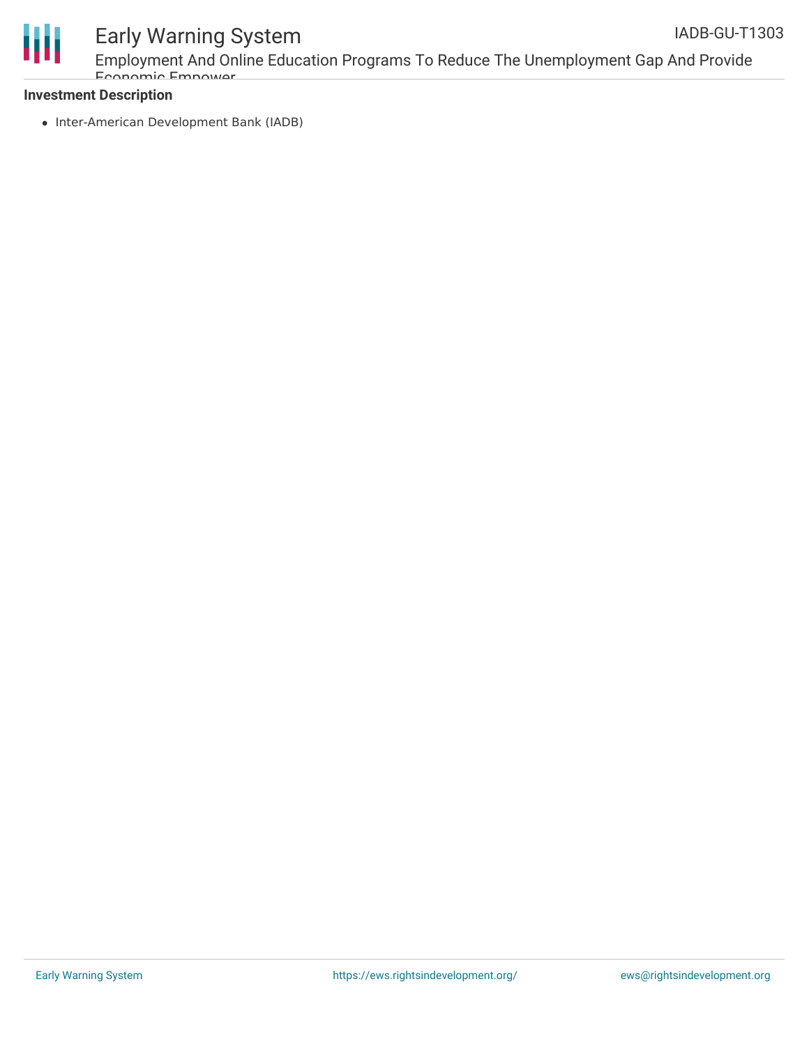**Investment Description**

- Inter-American Development Bank (IADB)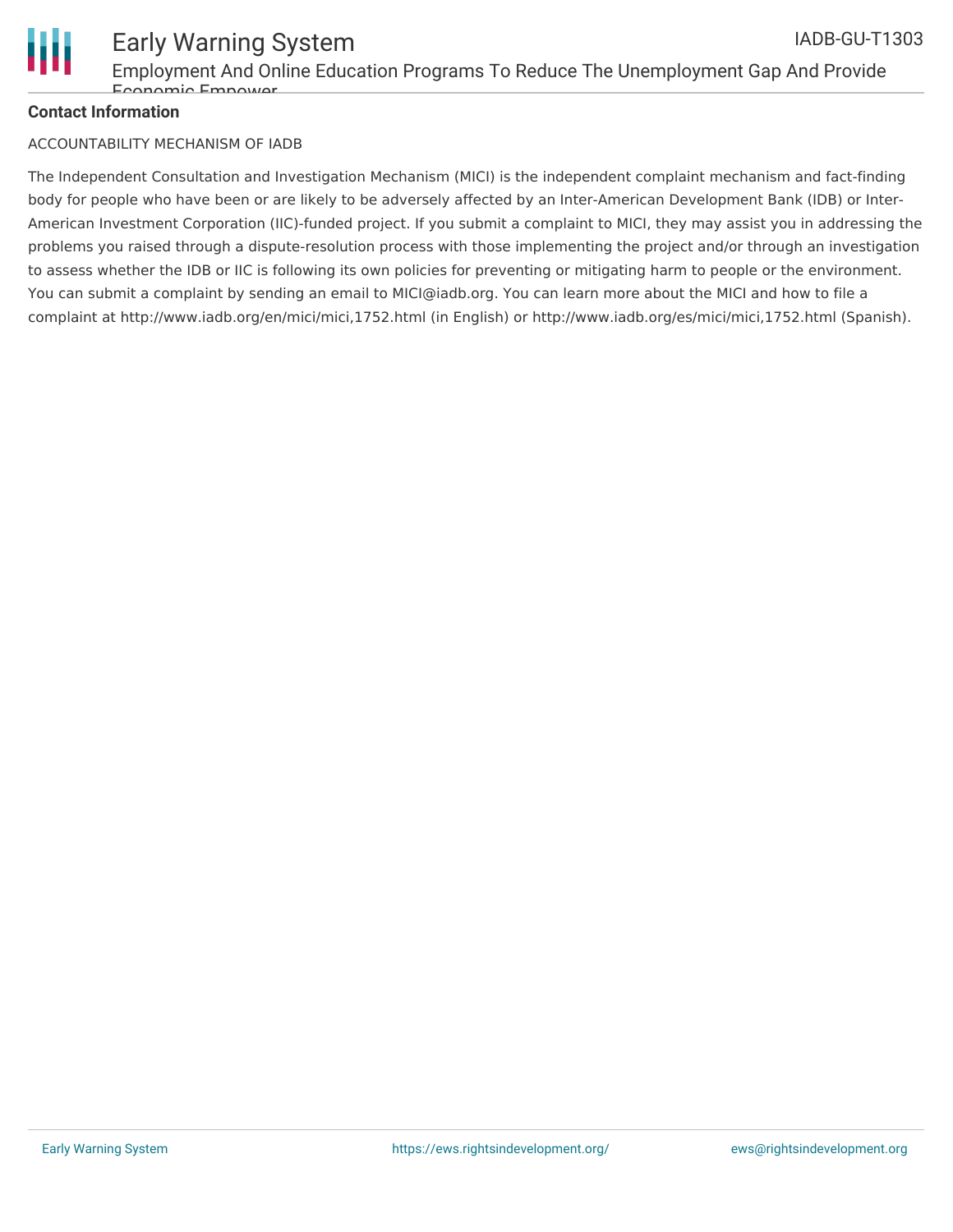**Contact Information**

ACCOUNTABILITY MECHANISM OF IADB

The Independent Consultation and Investigation Mechanism (MICI) is the independent complaint mechanism and fact-finding body for people who have been or are likely to be adversely affected by an Inter-American Development Bank (IDB) or Inter-American Investment Corporation (IIC)-funded project. If you submit a complaint to MICI, they may assist you in addressing the problems you raised through a dispute-resolution process with those implementing the project and/or through an investigation to assess whether the IDB or IIC is following its own policies for preventing or mitigating harm to people or the environment. You can submit a complaint by sending an email to MICI@iadb.org. You can learn more about the MICI and how to file a complaint at http://www.iadb.org/en/mici/mici,1752.html (in English) or http://www.iadb.org/es/mici/mici,1752.html (Spanish).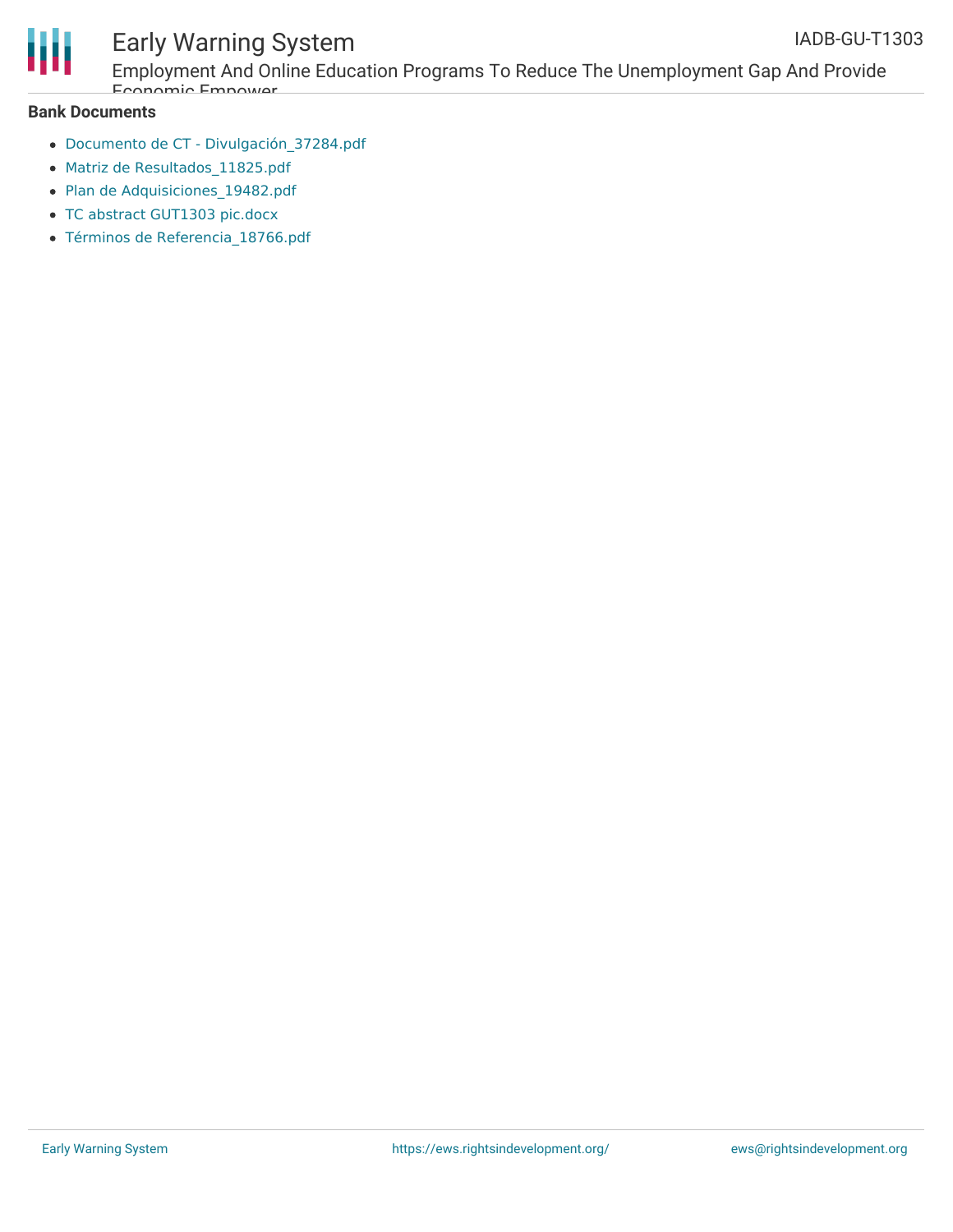**Bank Documents**

- Documento de CT - Divulgación_37284.pdf
- Matriz de Resultados_11825.pdf
- Plan de Adquisiciones_19482.pdf
- TC abstract GUT1303 pic.docx
- Términos de Referencia_18766.pdf